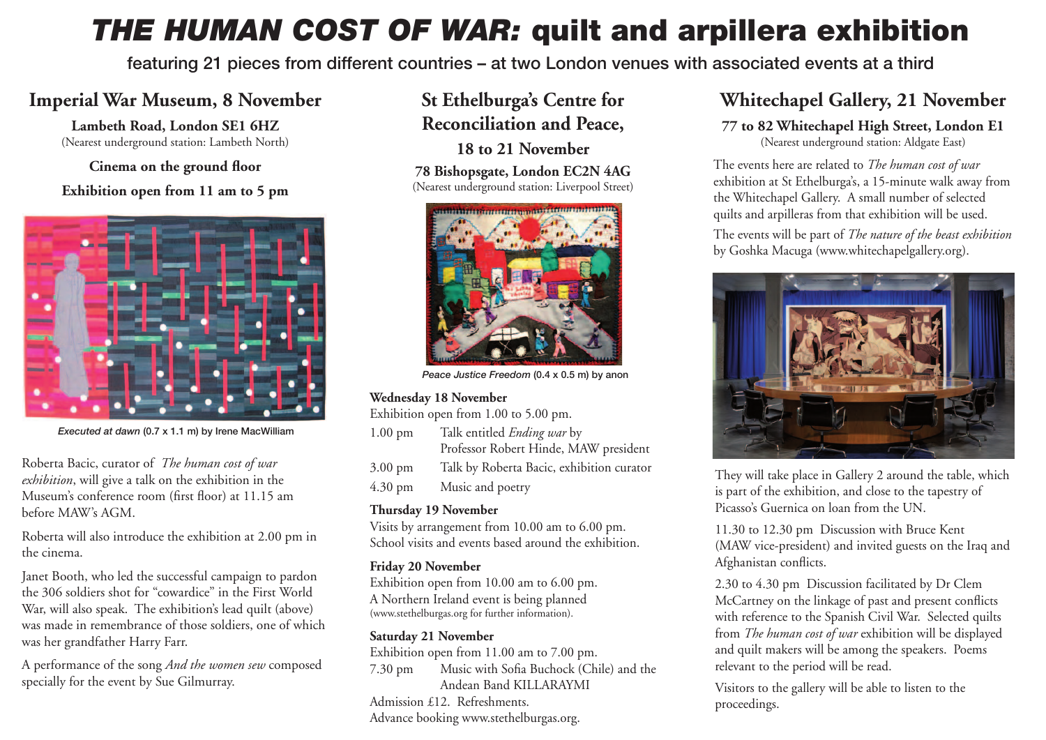# *THE HUMAN COST OF WAR:* quilt and arpillera exhibition

featuring 21 pieces from different countries – at two London venues with associated events at a third

## Imperial War Museum, 8 November

**Lambeth Road, London SE1 6HZ**
(Nearest underground station: Lambeth North)

**Cinema on the ground floor**

**Exhibition open from 11 am to 5 pm**

*Executed at dawn* (0.7 x 1.1 m) by Irene MacWilliam

Roberta Bacic, curator of *The human cost of war exhibition*, will give a talk on the exhibition in the Museum's conference room (first floor) at 11.15 am before MAW's AGM.

Roberta will also introduce the exhibition at 2.00 pm in the cinema.

Janet Booth, who led the successful campaign to pardon the 306 soldiers shot for "cowardice" in the First World War, will also speak. The exhibition's lead quilt (above) was made in remembrance of those soldiers, one of which was her grandfather Harry Farr.

A performance of the song *And the women sew* composed specially for the event by Sue Gilmurray.

## St Ethelburga's Centre for Reconciliation and Peace, 18 to 21 November

**78 Bishopsgate, London EC2N 4AG**
(Nearest underground station: Liverpool Street)

*Peace Justice Freedom* (0.4 x 0.5 m) by anon

**Wednesday 18 November**
Exhibition open from 1.00 to 5.00 pm.

1.00 pm — Talk entitled *Ending war* by Professor Robert Hinde, MAW president

3.00 pm — Talk by Roberta Bacic, exhibition curator

4.30 pm — Music and poetry

**Thursday 19 November**
Visits by arrangement from 10.00 am to 6.00 pm.
School visits and events based around the exhibition.

**Friday 20 November**
Exhibition open from 10.00 am to 6.00 pm.
A Northern Ireland event is being planned
(www.stethelburgas.org for further information).

**Saturday 21 November**
Exhibition open from 11.00 am to 7.00 pm.

7.30 pm — Music with Sofia Buchock (Chile) and the Andean Band KILLARAYMI

Admission £12. Refreshments.
Advance booking www.stethelburgas.org.

## Whitechapel Gallery, 21 November

**77 to 82 Whitechapel High Street, London E1**
(Nearest underground station: Aldgate East)

The events here are related to *The human cost of war* exhibition at St Ethelburga's, a 15-minute walk away from the Whitechapel Gallery. A small number of selected quilts and arpilleras from that exhibition will be used.

The events will be part of *The nature of the beast exhibition* by Goshka Macuga (www.whitechapelgallery.org).

They will take place in Gallery 2 around the table, which is part of the exhibition, and close to the tapestry of Picasso's Guernica on loan from the UN.

11.30 to 12.30 pm Discussion with Bruce Kent (MAW vice-president) and invited guests on the Iraq and Afghanistan conflicts.

2.30 to 4.30 pm Discussion facilitated by Dr Clem McCartney on the linkage of past and present conflicts with reference to the Spanish Civil War. Selected quilts from *The human cost of war* exhibition will be displayed and quilt makers will be among the speakers. Poems relevant to the period will be read.

Visitors to the gallery will be able to listen to the proceedings.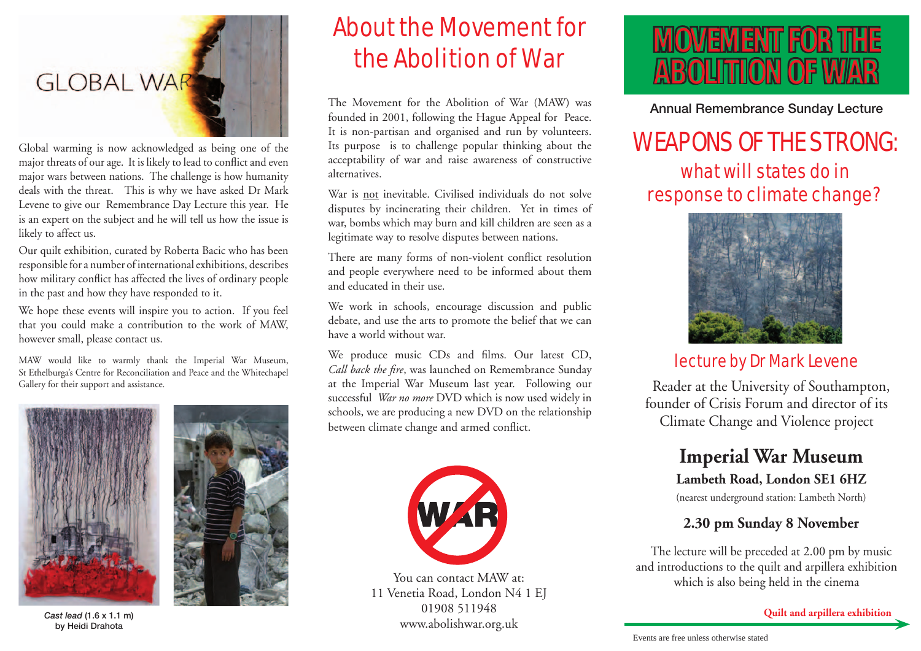GLOBAL WAR

Global warming is now acknowledged as being one of the major threats of our age. It is likely to lead to conflict and even major wars between nations. The challenge is how humanity deals with the threat. This is why we have asked Dr Mark Levene to give our Remembrance Day Lecture this year. He is an expert on the subject and he will tell us how the issue is likely to affect us.

Our quilt exhibition, curated by Roberta Bacic who has been responsible for a number of international exhibitions, describes how military conflict has affected the lives of ordinary people in the past and how they have responded to it.

We hope these events will inspire you to action. If you feel that you could make a contribution to the work of MAW, however small, please contact us.

MAW would like to warmly thank the Imperial War Museum, St Ethelburga's Centre for Reconciliation and Peace and the Whitechapel Gallery for their support and assistance.

*Cast lead* (1.6 x 1.1 m) by Heidi Drahota

# About the Movement for the Abolition of War

The Movement for the Abolition of War (MAW) was founded in 2001, following the Hague Appeal for Peace. It is non-partisan and organised and run by volunteers. Its purpose is to challenge popular thinking about the acceptability of war and raise awareness of constructive alternatives.

War is not inevitable. Civilised individuals do not solve disputes by incinerating their children. Yet in times of war, bombs which may burn and kill children are seen as a legitimate way to resolve disputes between nations.

There are many forms of non-violent conflict resolution and people everywhere need to be informed about them and educated in their use.

We work in schools, encourage discussion and public debate, and use the arts to promote the belief that we can have a world without war.

We produce music CDs and films. Our latest CD, *Call back the fire*, was launched on Remembrance Sunday at the Imperial War Museum last year. Following our successful *War no more* DVD which is now used widely in schools, we are producing a new DVD on the relationship between climate change and armed conflict.

WAR

You can contact MAW at:
11 Venetia Road, London N4 1 EJ
01908 511948
www.abolishwar.org.uk

# MOVEMENT FOR THE ABOLITION OF WAR

**Annual Remembrance Sunday Lecture**

## WEAPONS OF THE STRONG:
### what will states do in response to climate change?

### lecture by Dr Mark Levene

Reader at the University of Southampton, founder of Crisis Forum and director of its Climate Change and Violence project

**Imperial War Museum**
**Lambeth Road, London SE1 6HZ**
(nearest underground station: Lambeth North)

**2.30 pm Sunday 8 November**

The lecture will be preceded at 2.00 pm by music and introductions to the quilt and arpillera exhibition which is also being held in the cinema

**Quilt and arpillera exhibition**

Events are free unless otherwise stated